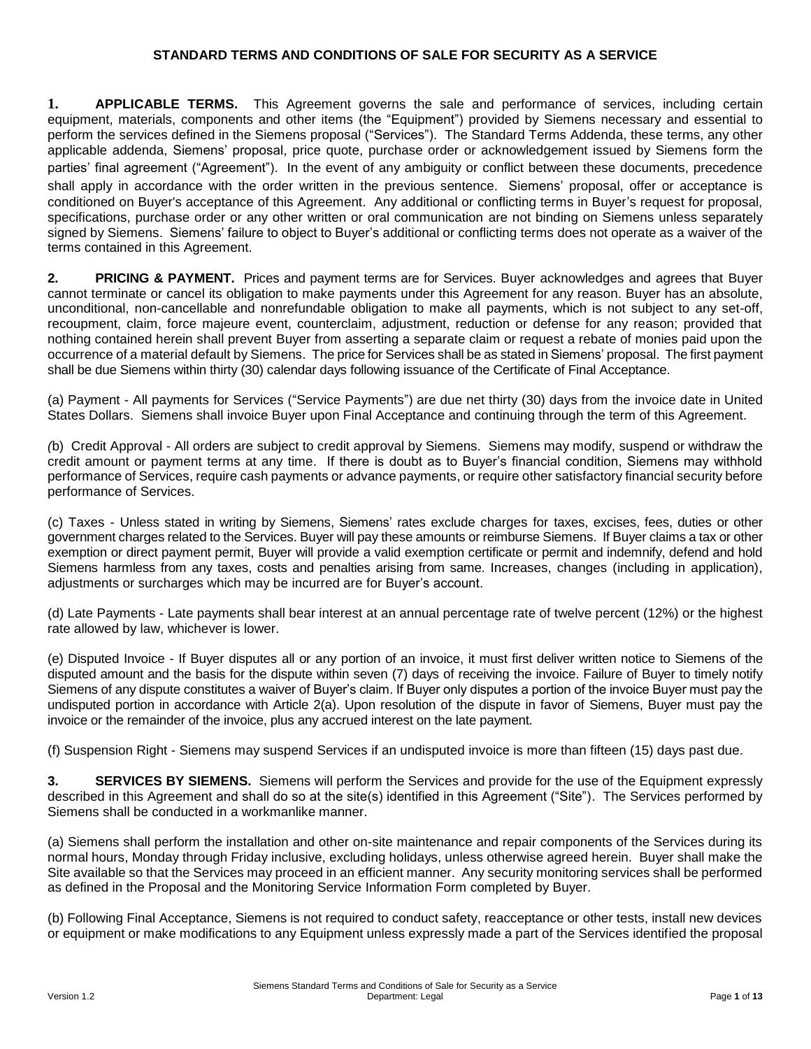# STANDARD TERMS AND CONDITIONS OF SALE FOR SECURITY AS A SERVICE

**1. APPLICABLE TERMS.** This Agreement governs the sale and performance of services, including certain equipment, materials, components and other items (the "Equipment") provided by Siemens necessary and essential to perform the services defined in the Siemens proposal ("Services"). The Standard Terms Addenda, these terms, any other applicable addenda, Siemens' proposal, price quote, purchase order or acknowledgement issued by Siemens form the parties' final agreement ("Agreement"). In the event of any ambiguity or conflict between these documents, precedence shall apply in accordance with the order written in the previous sentence. Siemens' proposal, offer or acceptance is conditioned on Buyer's acceptance of this Agreement. Any additional or conflicting terms in Buyer's request for proposal, specifications, purchase order or any other written or oral communication are not binding on Siemens unless separately signed by Siemens. Siemens' failure to object to Buyer's additional or conflicting terms does not operate as a waiver of the terms contained in this Agreement.

**2. PRICING & PAYMENT.** Prices and payment terms are for Services. Buyer acknowledges and agrees that Buyer cannot terminate or cancel its obligation to make payments under this Agreement for any reason. Buyer has an absolute, unconditional, non-cancellable and nonrefundable obligation to make all payments, which is not subject to any set-off, recoupment, claim, force majeure event, counterclaim, adjustment, reduction or defense for any reason; provided that nothing contained herein shall prevent Buyer from asserting a separate claim or request a rebate of monies paid upon the occurrence of a material default by Siemens. The price for Services shall be as stated in Siemens' proposal. The first payment shall be due Siemens within thirty (30) calendar days following issuance of the Certificate of Final Acceptance.

(a) Payment - All payments for Services ("Service Payments") are due net thirty (30) days from the invoice date in United States Dollars. Siemens shall invoice Buyer upon Final Acceptance and continuing through the term of this Agreement.

(b) Credit Approval - All orders are subject to credit approval by Siemens. Siemens may modify, suspend or withdraw the credit amount or payment terms at any time. If there is doubt as to Buyer's financial condition, Siemens may withhold performance of Services, require cash payments or advance payments, or require other satisfactory financial security before performance of Services.

(c) Taxes - Unless stated in writing by Siemens, Siemens' rates exclude charges for taxes, excises, fees, duties or other government charges related to the Services. Buyer will pay these amounts or reimburse Siemens. If Buyer claims a tax or other exemption or direct payment permit, Buyer will provide a valid exemption certificate or permit and indemnify, defend and hold Siemens harmless from any taxes, costs and penalties arising from same. Increases, changes (including in application), adjustments or surcharges which may be incurred are for Buyer's account.

(d) Late Payments - Late payments shall bear interest at an annual percentage rate of twelve percent (12%) or the highest rate allowed by law, whichever is lower.

(e) Disputed Invoice - If Buyer disputes all or any portion of an invoice, it must first deliver written notice to Siemens of the disputed amount and the basis for the dispute within seven (7) days of receiving the invoice. Failure of Buyer to timely notify Siemens of any dispute constitutes a waiver of Buyer's claim. If Buyer only disputes a portion of the invoice Buyer must pay the undisputed portion in accordance with Article 2(a). Upon resolution of the dispute in favor of Siemens, Buyer must pay the invoice or the remainder of the invoice, plus any accrued interest on the late payment.

(f) Suspension Right - Siemens may suspend Services if an undisputed invoice is more than fifteen (15) days past due.

**3. SERVICES BY SIEMENS.** Siemens will perform the Services and provide for the use of the Equipment expressly described in this Agreement and shall do so at the site(s) identified in this Agreement ("Site"). The Services performed by Siemens shall be conducted in a workmanlike manner.

(a) Siemens shall perform the installation and other on-site maintenance and repair components of the Services during its normal hours, Monday through Friday inclusive, excluding holidays, unless otherwise agreed herein. Buyer shall make the Site available so that the Services may proceed in an efficient manner. Any security monitoring services shall be performed as defined in the Proposal and the Monitoring Service Information Form completed by Buyer.

(b) Following Final Acceptance, Siemens is not required to conduct safety, reacceptance or other tests, install new devices or equipment or make modifications to any Equipment unless expressly made a part of the Services identified the proposal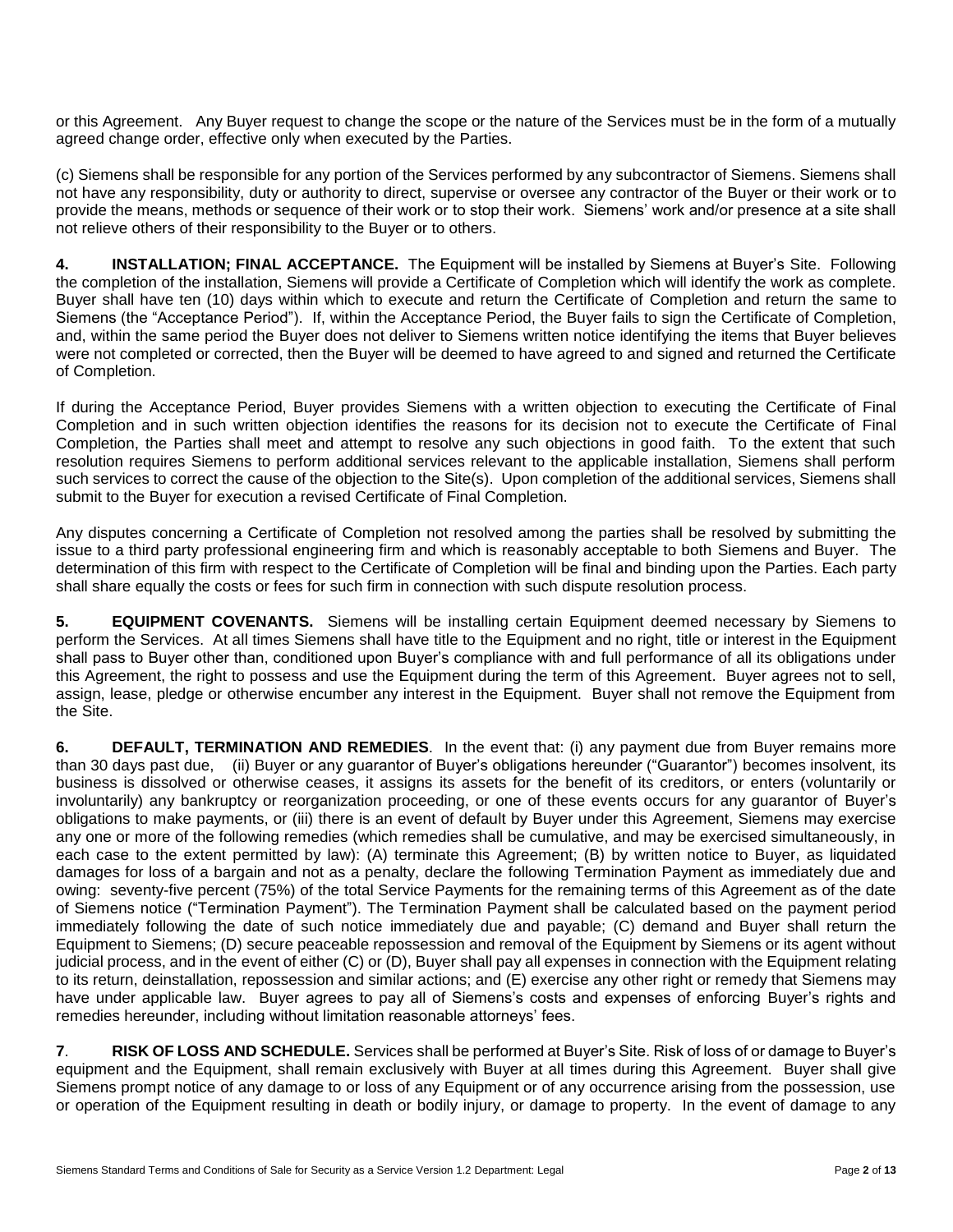or this Agreement. Any Buyer request to change the scope or the nature of the Services must be in the form of a mutually agreed change order, effective only when executed by the Parties.

(c) Siemens shall be responsible for any portion of the Services performed by any subcontractor of Siemens. Siemens shall not have any responsibility, duty or authority to direct, supervise or oversee any contractor of the Buyer or their work or to provide the means, methods or sequence of their work or to stop their work. Siemens' work and/or presence at a site shall not relieve others of their responsibility to the Buyer or to others.

**4. INSTALLATION; FINAL ACCEPTANCE.** The Equipment will be installed by Siemens at Buyer's Site. Following the completion of the installation, Siemens will provide a Certificate of Completion which will identify the work as complete. Buyer shall have ten (10) days within which to execute and return the Certificate of Completion and return the same to Siemens (the "Acceptance Period"). If, within the Acceptance Period, the Buyer fails to sign the Certificate of Completion, and, within the same period the Buyer does not deliver to Siemens written notice identifying the items that Buyer believes were not completed or corrected, then the Buyer will be deemed to have agreed to and signed and returned the Certificate of Completion.

If during the Acceptance Period, Buyer provides Siemens with a written objection to executing the Certificate of Final Completion and in such written objection identifies the reasons for its decision not to execute the Certificate of Final Completion, the Parties shall meet and attempt to resolve any such objections in good faith. To the extent that such resolution requires Siemens to perform additional services relevant to the applicable installation, Siemens shall perform such services to correct the cause of the objection to the Site(s). Upon completion of the additional services, Siemens shall submit to the Buyer for execution a revised Certificate of Final Completion.

Any disputes concerning a Certificate of Completion not resolved among the parties shall be resolved by submitting the issue to a third party professional engineering firm and which is reasonably acceptable to both Siemens and Buyer. The determination of this firm with respect to the Certificate of Completion will be final and binding upon the Parties. Each party shall share equally the costs or fees for such firm in connection with such dispute resolution process.

**5. EQUIPMENT COVENANTS.** Siemens will be installing certain Equipment deemed necessary by Siemens to perform the Services. At all times Siemens shall have title to the Equipment and no right, title or interest in the Equipment shall pass to Buyer other than, conditioned upon Buyer's compliance with and full performance of all its obligations under this Agreement, the right to possess and use the Equipment during the term of this Agreement. Buyer agrees not to sell, assign, lease, pledge or otherwise encumber any interest in the Equipment. Buyer shall not remove the Equipment from the Site.

**6. DEFAULT, TERMINATION AND REMEDIES**. In the event that: (i) any payment due from Buyer remains more than 30 days past due, (ii) Buyer or any guarantor of Buyer's obligations hereunder ("Guarantor") becomes insolvent, its business is dissolved or otherwise ceases, it assigns its assets for the benefit of its creditors, or enters (voluntarily or involuntarily) any bankruptcy or reorganization proceeding, or one of these events occurs for any guarantor of Buyer's obligations to make payments, or (iii) there is an event of default by Buyer under this Agreement, Siemens may exercise any one or more of the following remedies (which remedies shall be cumulative, and may be exercised simultaneously, in each case to the extent permitted by law): (A) terminate this Agreement; (B) by written notice to Buyer, as liquidated damages for loss of a bargain and not as a penalty, declare the following Termination Payment as immediately due and owing: seventy-five percent (75%) of the total Service Payments for the remaining terms of this Agreement as of the date of Siemens notice ("Termination Payment"). The Termination Payment shall be calculated based on the payment period immediately following the date of such notice immediately due and payable; (C) demand and Buyer shall return the Equipment to Siemens; (D) secure peaceable repossession and removal of the Equipment by Siemens or its agent without judicial process, and in the event of either (C) or (D), Buyer shall pay all expenses in connection with the Equipment relating to its return, deinstallation, repossession and similar actions; and (E) exercise any other right or remedy that Siemens may have under applicable law. Buyer agrees to pay all of Siemens's costs and expenses of enforcing Buyer's rights and remedies hereunder, including without limitation reasonable attorneys' fees.

**7. RISK OF LOSS AND SCHEDULE.** Services shall be performed at Buyer's Site. Risk of loss of or damage to Buyer's equipment and the Equipment, shall remain exclusively with Buyer at all times during this Agreement. Buyer shall give Siemens prompt notice of any damage to or loss of any Equipment or of any occurrence arising from the possession, use or operation of the Equipment resulting in death or bodily injury, or damage to property. In the event of damage to any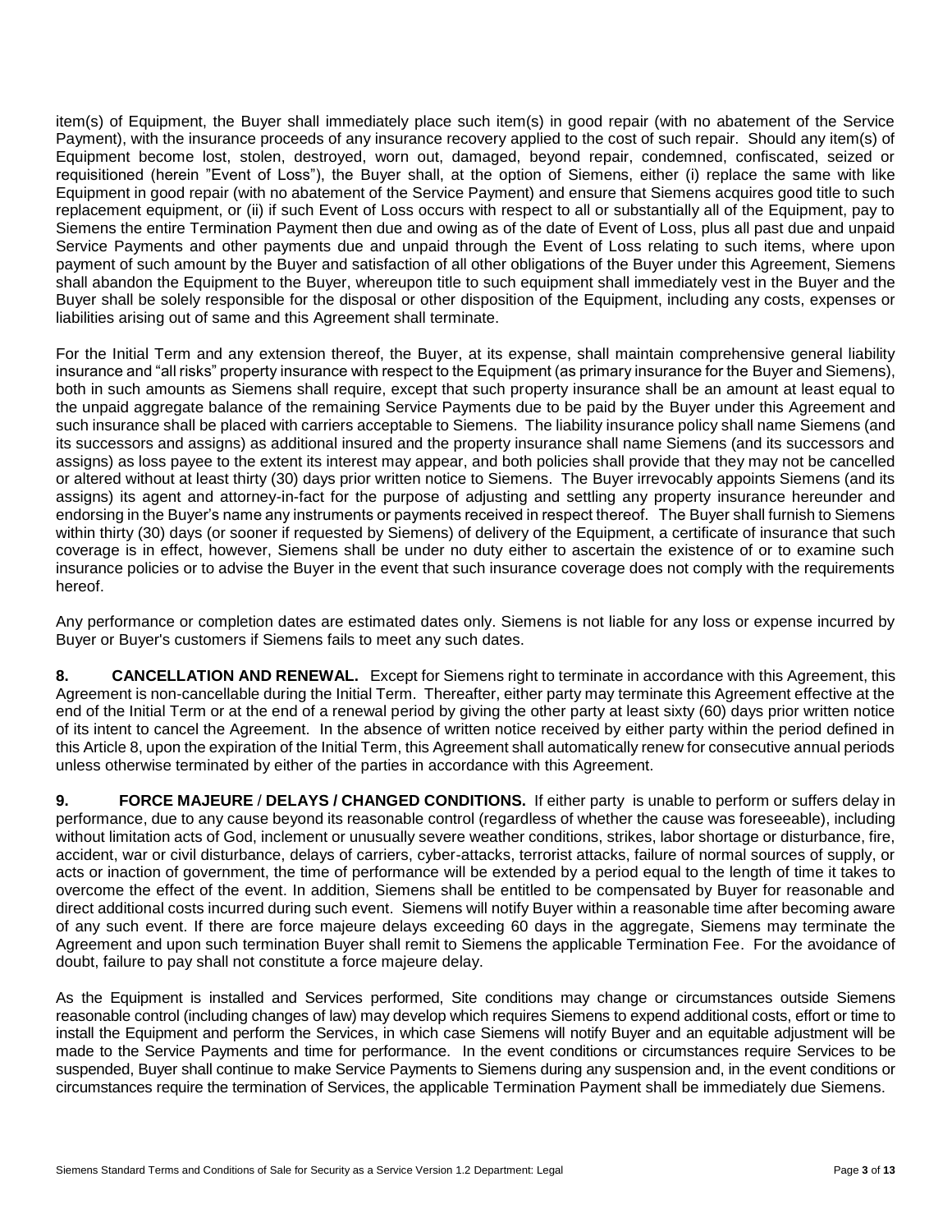item(s) of Equipment, the Buyer shall immediately place such item(s) in good repair (with no abatement of the Service Payment), with the insurance proceeds of any insurance recovery applied to the cost of such repair. Should any item(s) of Equipment become lost, stolen, destroyed, worn out, damaged, beyond repair, condemned, confiscated, seized or requisitioned (herein "Event of Loss"), the Buyer shall, at the option of Siemens, either (i) replace the same with like Equipment in good repair (with no abatement of the Service Payment) and ensure that Siemens acquires good title to such replacement equipment, or (ii) if such Event of Loss occurs with respect to all or substantially all of the Equipment, pay to Siemens the entire Termination Payment then due and owing as of the date of Event of Loss, plus all past due and unpaid Service Payments and other payments due and unpaid through the Event of Loss relating to such items, where upon payment of such amount by the Buyer and satisfaction of all other obligations of the Buyer under this Agreement, Siemens shall abandon the Equipment to the Buyer, whereupon title to such equipment shall immediately vest in the Buyer and the Buyer shall be solely responsible for the disposal or other disposition of the Equipment, including any costs, expenses or liabilities arising out of same and this Agreement shall terminate.

For the Initial Term and any extension thereof, the Buyer, at its expense, shall maintain comprehensive general liability insurance and "all risks" property insurance with respect to the Equipment (as primary insurance for the Buyer and Siemens), both in such amounts as Siemens shall require, except that such property insurance shall be an amount at least equal to the unpaid aggregate balance of the remaining Service Payments due to be paid by the Buyer under this Agreement and such insurance shall be placed with carriers acceptable to Siemens. The liability insurance policy shall name Siemens (and its successors and assigns) as additional insured and the property insurance shall name Siemens (and its successors and assigns) as loss payee to the extent its interest may appear, and both policies shall provide that they may not be cancelled or altered without at least thirty (30) days prior written notice to Siemens. The Buyer irrevocably appoints Siemens (and its assigns) its agent and attorney-in-fact for the purpose of adjusting and settling any property insurance hereunder and endorsing in the Buyer's name any instruments or payments received in respect thereof. The Buyer shall furnish to Siemens within thirty (30) days (or sooner if requested by Siemens) of delivery of the Equipment, a certificate of insurance that such coverage is in effect, however, Siemens shall be under no duty either to ascertain the existence of or to examine such insurance policies or to advise the Buyer in the event that such insurance coverage does not comply with the requirements hereof.

Any performance or completion dates are estimated dates only. Siemens is not liable for any loss or expense incurred by Buyer or Buyer's customers if Siemens fails to meet any such dates.

**8. CANCELLATION AND RENEWAL.** Except for Siemens right to terminate in accordance with this Agreement, this Agreement is non-cancellable during the Initial Term. Thereafter, either party may terminate this Agreement effective at the end of the Initial Term or at the end of a renewal period by giving the other party at least sixty (60) days prior written notice of its intent to cancel the Agreement. In the absence of written notice received by either party within the period defined in this Article 8, upon the expiration of the Initial Term, this Agreement shall automatically renew for consecutive annual periods unless otherwise terminated by either of the parties in accordance with this Agreement.

**9. FORCE MAJEURE / DELAYS / CHANGED CONDITIONS.** If either party is unable to perform or suffers delay in performance, due to any cause beyond its reasonable control (regardless of whether the cause was foreseeable), including without limitation acts of God, inclement or unusually severe weather conditions, strikes, labor shortage or disturbance, fire, accident, war or civil disturbance, delays of carriers, cyber-attacks, terrorist attacks, failure of normal sources of supply, or acts or inaction of government, the time of performance will be extended by a period equal to the length of time it takes to overcome the effect of the event. In addition, Siemens shall be entitled to be compensated by Buyer for reasonable and direct additional costs incurred during such event. Siemens will notify Buyer within a reasonable time after becoming aware of any such event. If there are force majeure delays exceeding 60 days in the aggregate, Siemens may terminate the Agreement and upon such termination Buyer shall remit to Siemens the applicable Termination Fee. For the avoidance of doubt, failure to pay shall not constitute a force majeure delay.

As the Equipment is installed and Services performed, Site conditions may change or circumstances outside Siemens reasonable control (including changes of law) may develop which requires Siemens to expend additional costs, effort or time to install the Equipment and perform the Services, in which case Siemens will notify Buyer and an equitable adjustment will be made to the Service Payments and time for performance. In the event conditions or circumstances require Services to be suspended, Buyer shall continue to make Service Payments to Siemens during any suspension and, in the event conditions or circumstances require the termination of Services, the applicable Termination Payment shall be immediately due Siemens.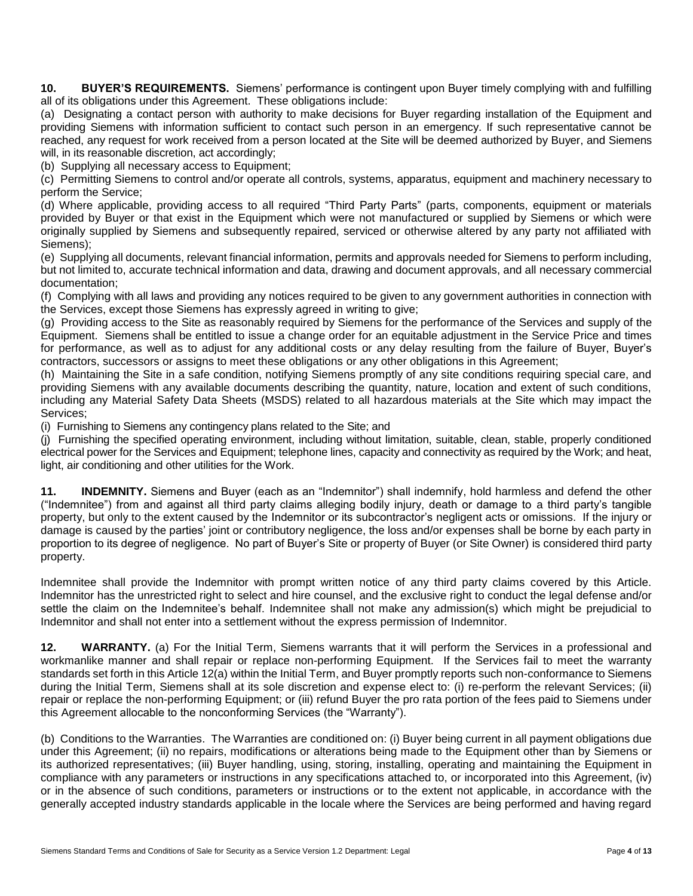**10. BUYER'S REQUIREMENTS.** Siemens' performance is contingent upon Buyer timely complying with and fulfilling all of its obligations under this Agreement. These obligations include:

(a) Designating a contact person with authority to make decisions for Buyer regarding installation of the Equipment and providing Siemens with information sufficient to contact such person in an emergency. If such representative cannot be reached, any request for work received from a person located at the Site will be deemed authorized by Buyer, and Siemens will, in its reasonable discretion, act accordingly;

(b) Supplying all necessary access to Equipment;

(c) Permitting Siemens to control and/or operate all controls, systems, apparatus, equipment and machinery necessary to perform the Service;

(d) Where applicable, providing access to all required "Third Party Parts" (parts, components, equipment or materials provided by Buyer or that exist in the Equipment which were not manufactured or supplied by Siemens or which were originally supplied by Siemens and subsequently repaired, serviced or otherwise altered by any party not affiliated with Siemens);

(e) Supplying all documents, relevant financial information, permits and approvals needed for Siemens to perform including, but not limited to, accurate technical information and data, drawing and document approvals, and all necessary commercial documentation;

(f) Complying with all laws and providing any notices required to be given to any government authorities in connection with the Services, except those Siemens has expressly agreed in writing to give;

(g) Providing access to the Site as reasonably required by Siemens for the performance of the Services and supply of the Equipment. Siemens shall be entitled to issue a change order for an equitable adjustment in the Service Price and times for performance, as well as to adjust for any additional costs or any delay resulting from the failure of Buyer, Buyer's contractors, successors or assigns to meet these obligations or any other obligations in this Agreement;

(h) Maintaining the Site in a safe condition, notifying Siemens promptly of any site conditions requiring special care, and providing Siemens with any available documents describing the quantity, nature, location and extent of such conditions, including any Material Safety Data Sheets (MSDS) related to all hazardous materials at the Site which may impact the Services;

(i) Furnishing to Siemens any contingency plans related to the Site; and

(j) Furnishing the specified operating environment, including without limitation, suitable, clean, stable, properly conditioned electrical power for the Services and Equipment; telephone lines, capacity and connectivity as required by the Work; and heat, light, air conditioning and other utilities for the Work.

**11. INDEMNITY.** Siemens and Buyer (each as an "Indemnitor") shall indemnify, hold harmless and defend the other ("Indemnitee") from and against all third party claims alleging bodily injury, death or damage to a third party's tangible property, but only to the extent caused by the Indemnitor or its subcontractor's negligent acts or omissions. If the injury or damage is caused by the parties' joint or contributory negligence, the loss and/or expenses shall be borne by each party in proportion to its degree of negligence. No part of Buyer's Site or property of Buyer (or Site Owner) is considered third party property.

Indemnitee shall provide the Indemnitor with prompt written notice of any third party claims covered by this Article. Indemnitor has the unrestricted right to select and hire counsel, and the exclusive right to conduct the legal defense and/or settle the claim on the Indemnitee's behalf. Indemnitee shall not make any admission(s) which might be prejudicial to Indemnitor and shall not enter into a settlement without the express permission of Indemnitor.

**12. WARRANTY.** (a) For the Initial Term, Siemens warrants that it will perform the Services in a professional and workmanlike manner and shall repair or replace non-performing Equipment. If the Services fail to meet the warranty standards set forth in this Article 12(a) within the Initial Term, and Buyer promptly reports such non-conformance to Siemens during the Initial Term, Siemens shall at its sole discretion and expense elect to: (i) re-perform the relevant Services; (ii) repair or replace the non-performing Equipment; or (iii) refund Buyer the pro rata portion of the fees paid to Siemens under this Agreement allocable to the nonconforming Services (the "Warranty").

(b) Conditions to the Warranties. The Warranties are conditioned on: (i) Buyer being current in all payment obligations due under this Agreement; (ii) no repairs, modifications or alterations being made to the Equipment other than by Siemens or its authorized representatives; (iii) Buyer handling, using, storing, installing, operating and maintaining the Equipment in compliance with any parameters or instructions in any specifications attached to, or incorporated into this Agreement, (iv) or in the absence of such conditions, parameters or instructions or to the extent not applicable, in accordance with the generally accepted industry standards applicable in the locale where the Services are being performed and having regard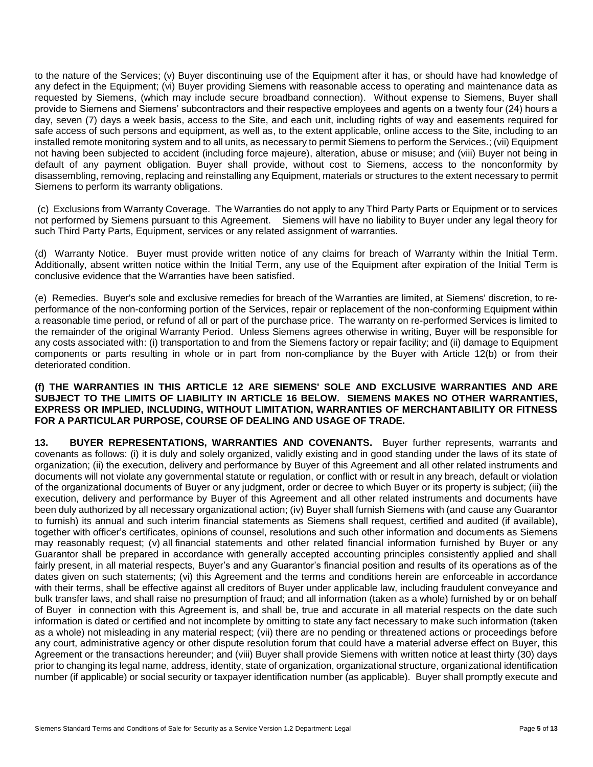to the nature of the Services; (v) Buyer discontinuing use of the Equipment after it has, or should have had knowledge of any defect in the Equipment; (vi) Buyer providing Siemens with reasonable access to operating and maintenance data as requested by Siemens, (which may include secure broadband connection). Without expense to Siemens, Buyer shall provide to Siemens and Siemens' subcontractors and their respective employees and agents on a twenty four (24) hours a day, seven (7) days a week basis, access to the Site, and each unit, including rights of way and easements required for safe access of such persons and equipment, as well as, to the extent applicable, online access to the Site, including to an installed remote monitoring system and to all units, as necessary to permit Siemens to perform the Services.; (vii) Equipment not having been subjected to accident (including force majeure), alteration, abuse or misuse; and (viii) Buyer not being in default of any payment obligation. Buyer shall provide, without cost to Siemens, access to the nonconformity by disassembling, removing, replacing and reinstalling any Equipment, materials or structures to the extent necessary to permit Siemens to perform its warranty obligations.

(c) Exclusions from Warranty Coverage. The Warranties do not apply to any Third Party Parts or Equipment or to services not performed by Siemens pursuant to this Agreement. Siemens will have no liability to Buyer under any legal theory for such Third Party Parts, Equipment, services or any related assignment of warranties.

(d) Warranty Notice. Buyer must provide written notice of any claims for breach of Warranty within the Initial Term. Additionally, absent written notice within the Initial Term, any use of the Equipment after expiration of the Initial Term is conclusive evidence that the Warranties have been satisfied.

(e) Remedies. Buyer's sole and exclusive remedies for breach of the Warranties are limited, at Siemens' discretion, to re-performance of the non-conforming portion of the Services, repair or replacement of the non-conforming Equipment within a reasonable time period, or refund of all or part of the purchase price. The warranty on re-performed Services is limited to the remainder of the original Warranty Period. Unless Siemens agrees otherwise in writing, Buyer will be responsible for any costs associated with: (i) transportation to and from the Siemens factory or repair facility; and (ii) damage to Equipment components or parts resulting in whole or in part from non-compliance by the Buyer with Article 12(b) or from their deteriorated condition.

**(f) THE WARRANTIES IN THIS ARTICLE 12 ARE SIEMENS' SOLE AND EXCLUSIVE WARRANTIES AND ARE SUBJECT TO THE LIMITS OF LIABILITY IN ARTICLE 16 BELOW. SIEMENS MAKES NO OTHER WARRANTIES, EXPRESS OR IMPLIED, INCLUDING, WITHOUT LIMITATION, WARRANTIES OF MERCHANTABILITY OR FITNESS FOR A PARTICULAR PURPOSE, COURSE OF DEALING AND USAGE OF TRADE.**

**13. BUYER REPRESENTATIONS, WARRANTIES AND COVENANTS.** Buyer further represents, warrants and covenants as follows: (i) it is duly and solely organized, validly existing and in good standing under the laws of its state of organization; (ii) the execution, delivery and performance by Buyer of this Agreement and all other related instruments and documents will not violate any governmental statute or regulation, or conflict with or result in any breach, default or violation of the organizational documents of Buyer or any judgment, order or decree to which Buyer or its property is subject; (iii) the execution, delivery and performance by Buyer of this Agreement and all other related instruments and documents have been duly authorized by all necessary organizational action; (iv) Buyer shall furnish Siemens with (and cause any Guarantor to furnish) its annual and such interim financial statements as Siemens shall request, certified and audited (if available), together with officer's certificates, opinions of counsel, resolutions and such other information and documents as Siemens may reasonably request; (v) all financial statements and other related financial information furnished by Buyer or any Guarantor shall be prepared in accordance with generally accepted accounting principles consistently applied and shall fairly present, in all material respects, Buyer's and any Guarantor's financial position and results of its operations as of the dates given on such statements; (vi) this Agreement and the terms and conditions herein are enforceable in accordance with their terms, shall be effective against all creditors of Buyer under applicable law, including fraudulent conveyance and bulk transfer laws, and shall raise no presumption of fraud; and all information (taken as a whole) furnished by or on behalf of Buyer in connection with this Agreement is, and shall be, true and accurate in all material respects on the date such information is dated or certified and not incomplete by omitting to state any fact necessary to make such information (taken as a whole) not misleading in any material respect; (vii) there are no pending or threatened actions or proceedings before any court, administrative agency or other dispute resolution forum that could have a material adverse effect on Buyer, this Agreement or the transactions hereunder; and (viii) Buyer shall provide Siemens with written notice at least thirty (30) days prior to changing its legal name, address, identity, state of organization, organizational structure, organizational identification number (if applicable) or social security or taxpayer identification number (as applicable). Buyer shall promptly execute and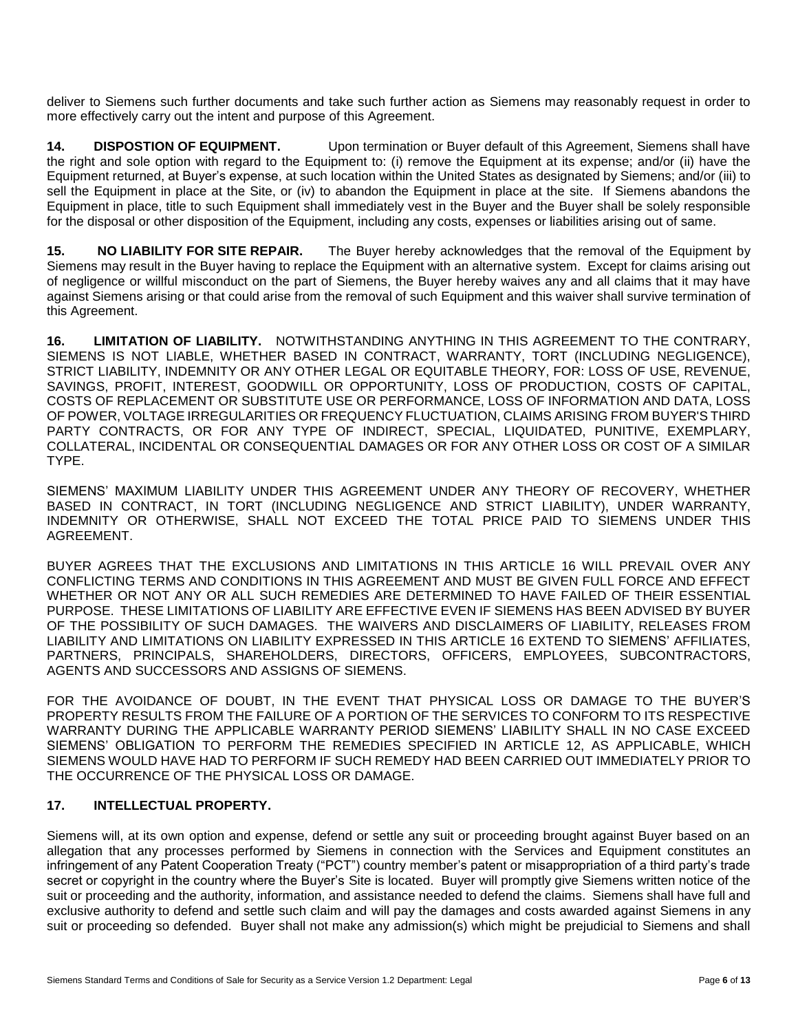deliver to Siemens such further documents and take such further action as Siemens may reasonably request in order to more effectively carry out the intent and purpose of this Agreement.

**14. DISPOSTION OF EQUIPMENT.** Upon termination or Buyer default of this Agreement, Siemens shall have the right and sole option with regard to the Equipment to: (i) remove the Equipment at its expense; and/or (ii) have the Equipment returned, at Buyer's expense, at such location within the United States as designated by Siemens; and/or (iii) to sell the Equipment in place at the Site, or (iv) to abandon the Equipment in place at the site. If Siemens abandons the Equipment in place, title to such Equipment shall immediately vest in the Buyer and the Buyer shall be solely responsible for the disposal or other disposition of the Equipment, including any costs, expenses or liabilities arising out of same.

**15. NO LIABILITY FOR SITE REPAIR.** The Buyer hereby acknowledges that the removal of the Equipment by Siemens may result in the Buyer having to replace the Equipment with an alternative system. Except for claims arising out of negligence or willful misconduct on the part of Siemens, the Buyer hereby waives any and all claims that it may have against Siemens arising or that could arise from the removal of such Equipment and this waiver shall survive termination of this Agreement.

**16. LIMITATION OF LIABILITY.** NOTWITHSTANDING ANYTHING IN THIS AGREEMENT TO THE CONTRARY, SIEMENS IS NOT LIABLE, WHETHER BASED IN CONTRACT, WARRANTY, TORT (INCLUDING NEGLIGENCE), STRICT LIABILITY, INDEMNITY OR ANY OTHER LEGAL OR EQUITABLE THEORY, FOR: LOSS OF USE, REVENUE, SAVINGS, PROFIT, INTEREST, GOODWILL OR OPPORTUNITY, LOSS OF PRODUCTION, COSTS OF CAPITAL, COSTS OF REPLACEMENT OR SUBSTITUTE USE OR PERFORMANCE, LOSS OF INFORMATION AND DATA, LOSS OF POWER, VOLTAGE IRREGULARITIES OR FREQUENCY FLUCTUATION, CLAIMS ARISING FROM BUYER'S THIRD PARTY CONTRACTS, OR FOR ANY TYPE OF INDIRECT, SPECIAL, LIQUIDATED, PUNITIVE, EXEMPLARY, COLLATERAL, INCIDENTAL OR CONSEQUENTIAL DAMAGES OR FOR ANY OTHER LOSS OR COST OF A SIMILAR TYPE.

SIEMENS' MAXIMUM LIABILITY UNDER THIS AGREEMENT UNDER ANY THEORY OF RECOVERY, WHETHER BASED IN CONTRACT, IN TORT (INCLUDING NEGLIGENCE AND STRICT LIABILITY), UNDER WARRANTY, INDEMNITY OR OTHERWISE, SHALL NOT EXCEED THE TOTAL PRICE PAID TO SIEMENS UNDER THIS AGREEMENT.

BUYER AGREES THAT THE EXCLUSIONS AND LIMITATIONS IN THIS ARTICLE 16 WILL PREVAIL OVER ANY CONFLICTING TERMS AND CONDITIONS IN THIS AGREEMENT AND MUST BE GIVEN FULL FORCE AND EFFECT WHETHER OR NOT ANY OR ALL SUCH REMEDIES ARE DETERMINED TO HAVE FAILED OF THEIR ESSENTIAL PURPOSE. THESE LIMITATIONS OF LIABILITY ARE EFFECTIVE EVEN IF SIEMENS HAS BEEN ADVISED BY BUYER OF THE POSSIBILITY OF SUCH DAMAGES. THE WAIVERS AND DISCLAIMERS OF LIABILITY, RELEASES FROM LIABILITY AND LIMITATIONS ON LIABILITY EXPRESSED IN THIS ARTICLE 16 EXTEND TO SIEMENS' AFFILIATES, PARTNERS, PRINCIPALS, SHAREHOLDERS, DIRECTORS, OFFICERS, EMPLOYEES, SUBCONTRACTORS, AGENTS AND SUCCESSORS AND ASSIGNS OF SIEMENS.

FOR THE AVOIDANCE OF DOUBT, IN THE EVENT THAT PHYSICAL LOSS OR DAMAGE TO THE BUYER'S PROPERTY RESULTS FROM THE FAILURE OF A PORTION OF THE SERVICES TO CONFORM TO ITS RESPECTIVE WARRANTY DURING THE APPLICABLE WARRANTY PERIOD SIEMENS' LIABILITY SHALL IN NO CASE EXCEED SIEMENS' OBLIGATION TO PERFORM THE REMEDIES SPECIFIED IN ARTICLE 12, AS APPLICABLE, WHICH SIEMENS WOULD HAVE HAD TO PERFORM IF SUCH REMEDY HAD BEEN CARRIED OUT IMMEDIATELY PRIOR TO THE OCCURRENCE OF THE PHYSICAL LOSS OR DAMAGE.

**17. INTELLECTUAL PROPERTY.**

Siemens will, at its own option and expense, defend or settle any suit or proceeding brought against Buyer based on an allegation that any processes performed by Siemens in connection with the Services and Equipment constitutes an infringement of any Patent Cooperation Treaty ("PCT") country member's patent or misappropriation of a third party's trade secret or copyright in the country where the Buyer's Site is located. Buyer will promptly give Siemens written notice of the suit or proceeding and the authority, information, and assistance needed to defend the claims. Siemens shall have full and exclusive authority to defend and settle such claim and will pay the damages and costs awarded against Siemens in any suit or proceeding so defended. Buyer shall not make any admission(s) which might be prejudicial to Siemens and shall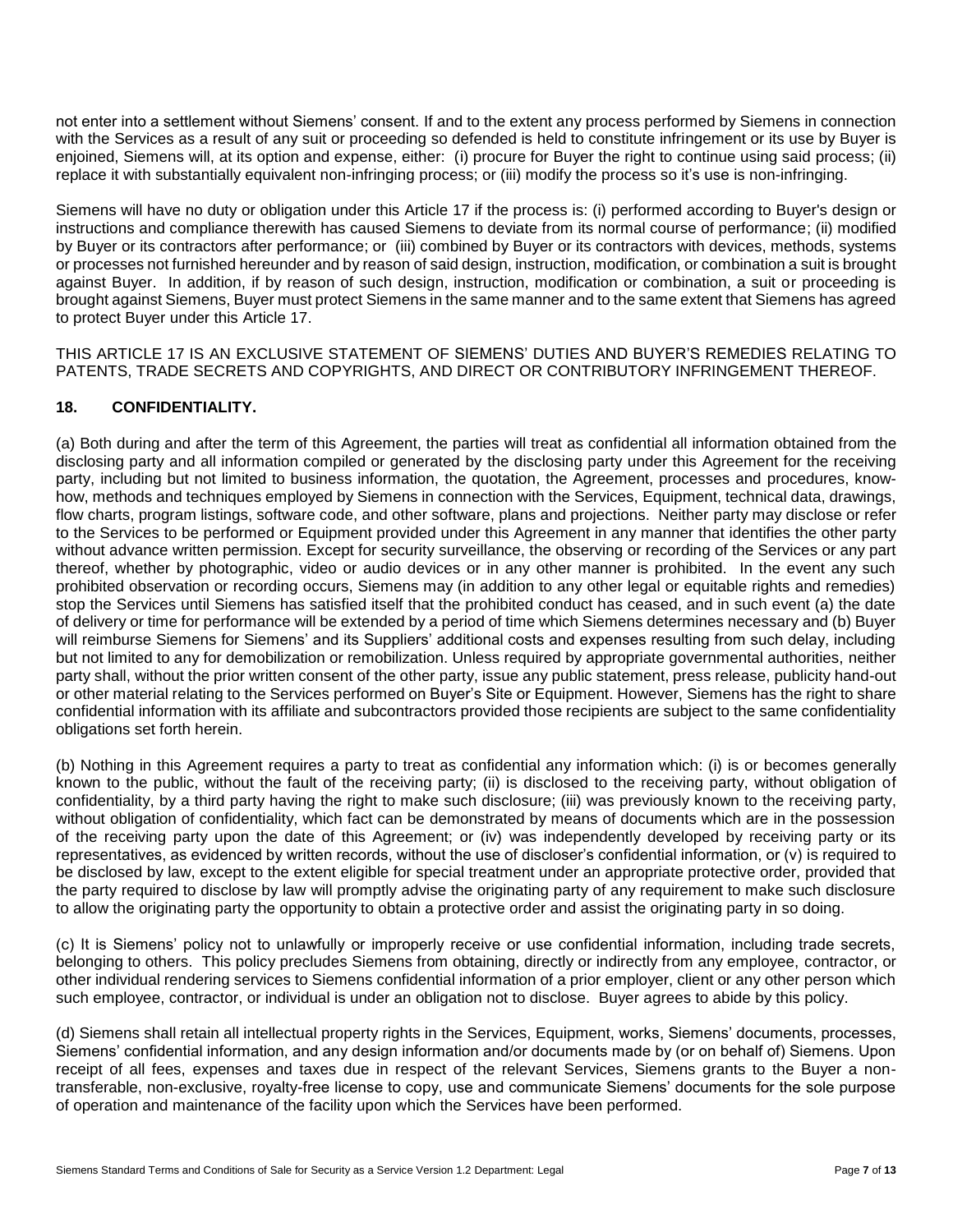not enter into a settlement without Siemens' consent. If and to the extent any process performed by Siemens in connection with the Services as a result of any suit or proceeding so defended is held to constitute infringement or its use by Buyer is enjoined, Siemens will, at its option and expense, either: (i) procure for Buyer the right to continue using said process; (ii) replace it with substantially equivalent non-infringing process; or (iii) modify the process so it's use is non-infringing.

Siemens will have no duty or obligation under this Article 17 if the process is: (i) performed according to Buyer's design or instructions and compliance therewith has caused Siemens to deviate from its normal course of performance; (ii) modified by Buyer or its contractors after performance; or (iii) combined by Buyer or its contractors with devices, methods, systems or processes not furnished hereunder and by reason of said design, instruction, modification, or combination a suit is brought against Buyer. In addition, if by reason of such design, instruction, modification or combination, a suit or proceeding is brought against Siemens, Buyer must protect Siemens in the same manner and to the same extent that Siemens has agreed to protect Buyer under this Article 17.

THIS ARTICLE 17 IS AN EXCLUSIVE STATEMENT OF SIEMENS' DUTIES AND BUYER'S REMEDIES RELATING TO PATENTS, TRADE SECRETS AND COPYRIGHTS, AND DIRECT OR CONTRIBUTORY INFRINGEMENT THEREOF.

## 18. CONFIDENTIALITY.

(a) Both during and after the term of this Agreement, the parties will treat as confidential all information obtained from the disclosing party and all information compiled or generated by the disclosing party under this Agreement for the receiving party, including but not limited to business information, the quotation, the Agreement, processes and procedures, know-how, methods and techniques employed by Siemens in connection with the Services, Equipment, technical data, drawings, flow charts, program listings, software code, and other software, plans and projections. Neither party may disclose or refer to the Services to be performed or Equipment provided under this Agreement in any manner that identifies the other party without advance written permission. Except for security surveillance, the observing or recording of the Services or any part thereof, whether by photographic, video or audio devices or in any other manner is prohibited. In the event any such prohibited observation or recording occurs, Siemens may (in addition to any other legal or equitable rights and remedies) stop the Services until Siemens has satisfied itself that the prohibited conduct has ceased, and in such event (a) the date of delivery or time for performance will be extended by a period of time which Siemens determines necessary and (b) Buyer will reimburse Siemens for Siemens' and its Suppliers' additional costs and expenses resulting from such delay, including but not limited to any for demobilization or remobilization. Unless required by appropriate governmental authorities, neither party shall, without the prior written consent of the other party, issue any public statement, press release, publicity hand-out or other material relating to the Services performed on Buyer's Site or Equipment. However, Siemens has the right to share confidential information with its affiliate and subcontractors provided those recipients are subject to the same confidentiality obligations set forth herein.

(b) Nothing in this Agreement requires a party to treat as confidential any information which: (i) is or becomes generally known to the public, without the fault of the receiving party; (ii) is disclosed to the receiving party, without obligation of confidentiality, by a third party having the right to make such disclosure; (iii) was previously known to the receiving party, without obligation of confidentiality, which fact can be demonstrated by means of documents which are in the possession of the receiving party upon the date of this Agreement; or (iv) was independently developed by receiving party or its representatives, as evidenced by written records, without the use of discloser's confidential information, or (v) is required to be disclosed by law, except to the extent eligible for special treatment under an appropriate protective order, provided that the party required to disclose by law will promptly advise the originating party of any requirement to make such disclosure to allow the originating party the opportunity to obtain a protective order and assist the originating party in so doing.

(c) It is Siemens' policy not to unlawfully or improperly receive or use confidential information, including trade secrets, belonging to others. This policy precludes Siemens from obtaining, directly or indirectly from any employee, contractor, or other individual rendering services to Siemens confidential information of a prior employer, client or any other person which such employee, contractor, or individual is under an obligation not to disclose. Buyer agrees to abide by this policy.

(d) Siemens shall retain all intellectual property rights in the Services, Equipment, works, Siemens' documents, processes, Siemens' confidential information, and any design information and/or documents made by (or on behalf of) Siemens. Upon receipt of all fees, expenses and taxes due in respect of the relevant Services, Siemens grants to the Buyer a non-transferable, non-exclusive, royalty-free license to copy, use and communicate Siemens' documents for the sole purpose of operation and maintenance of the facility upon which the Services have been performed.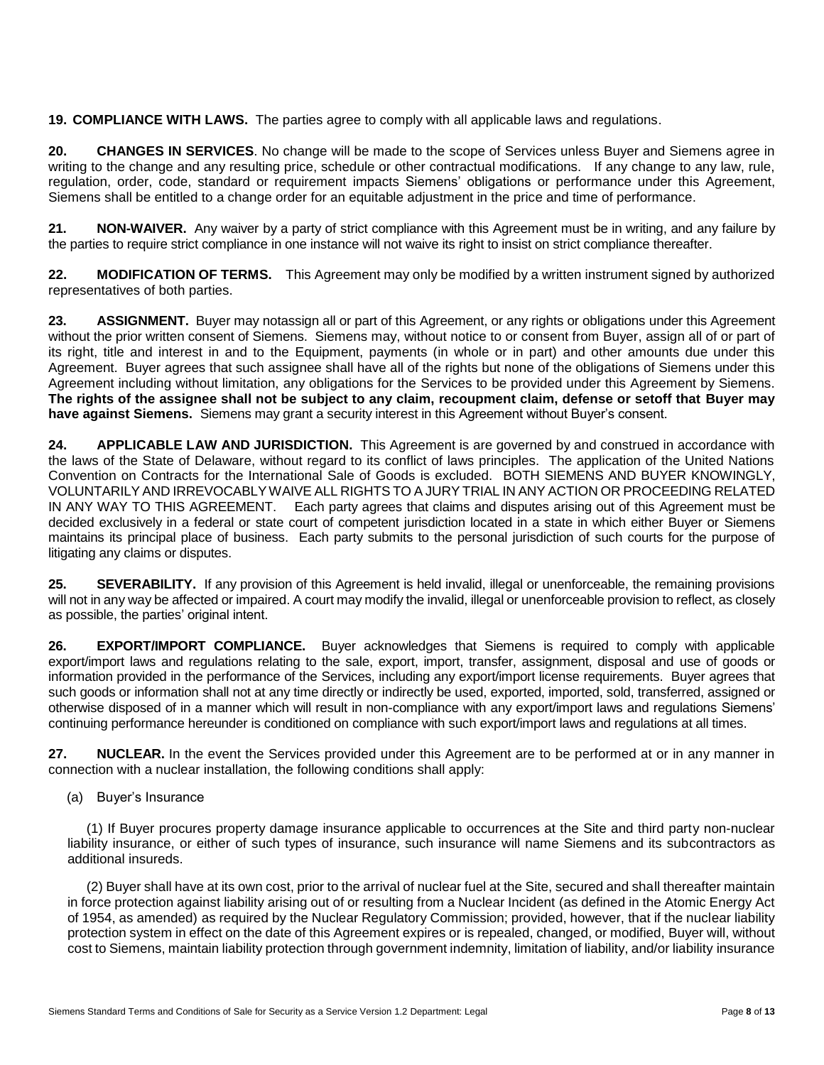**19. COMPLIANCE WITH LAWS.** The parties agree to comply with all applicable laws and regulations.

**20. CHANGES IN SERVICES**. No change will be made to the scope of Services unless Buyer and Siemens agree in writing to the change and any resulting price, schedule or other contractual modifications. If any change to any law, rule, regulation, order, code, standard or requirement impacts Siemens' obligations or performance under this Agreement, Siemens shall be entitled to a change order for an equitable adjustment in the price and time of performance.

**21. NON-WAIVER.** Any waiver by a party of strict compliance with this Agreement must be in writing, and any failure by the parties to require strict compliance in one instance will not waive its right to insist on strict compliance thereafter.

**22. MODIFICATION OF TERMS.** This Agreement may only be modified by a written instrument signed by authorized representatives of both parties.

**23. ASSIGNMENT.** Buyer may notassign all or part of this Agreement, or any rights or obligations under this Agreement without the prior written consent of Siemens. Siemens may, without notice to or consent from Buyer, assign all of or part of its right, title and interest in and to the Equipment, payments (in whole or in part) and other amounts due under this Agreement. Buyer agrees that such assignee shall have all of the rights but none of the obligations of Siemens under this Agreement including without limitation, any obligations for the Services to be provided under this Agreement by Siemens. **The rights of the assignee shall not be subject to any claim, recoupment claim, defense or setoff that Buyer may have against Siemens.** Siemens may grant a security interest in this Agreement without Buyer's consent.

**24. APPLICABLE LAW AND JURISDICTION.** This Agreement is are governed by and construed in accordance with the laws of the State of Delaware, without regard to its conflict of laws principles. The application of the United Nations Convention on Contracts for the International Sale of Goods is excluded. BOTH SIEMENS AND BUYER KNOWINGLY, VOLUNTARILY AND IRREVOCABLY WAIVE ALL RIGHTS TO A JURY TRIAL IN ANY ACTION OR PROCEEDING RELATED IN ANY WAY TO THIS AGREEMENT. Each party agrees that claims and disputes arising out of this Agreement must be decided exclusively in a federal or state court of competent jurisdiction located in a state in which either Buyer or Siemens maintains its principal place of business. Each party submits to the personal jurisdiction of such courts for the purpose of litigating any claims or disputes.

**25. SEVERABILITY.** If any provision of this Agreement is held invalid, illegal or unenforceable, the remaining provisions will not in any way be affected or impaired. A court may modify the invalid, illegal or unenforceable provision to reflect, as closely as possible, the parties' original intent.

**26. EXPORT/IMPORT COMPLIANCE.** Buyer acknowledges that Siemens is required to comply with applicable export/import laws and regulations relating to the sale, export, import, transfer, assignment, disposal and use of goods or information provided in the performance of the Services, including any export/import license requirements. Buyer agrees that such goods or information shall not at any time directly or indirectly be used, exported, imported, sold, transferred, assigned or otherwise disposed of in a manner which will result in non-compliance with any export/import laws and regulations Siemens' continuing performance hereunder is conditioned on compliance with such export/import laws and regulations at all times.

**27. NUCLEAR.** In the event the Services provided under this Agreement are to be performed at or in any manner in connection with a nuclear installation, the following conditions shall apply:

(a) Buyer's Insurance

(1) If Buyer procures property damage insurance applicable to occurrences at the Site and third party non-nuclear liability insurance, or either of such types of insurance, such insurance will name Siemens and its subcontractors as additional insureds.

(2) Buyer shall have at its own cost, prior to the arrival of nuclear fuel at the Site, secured and shall thereafter maintain in force protection against liability arising out of or resulting from a Nuclear Incident (as defined in the Atomic Energy Act of 1954, as amended) as required by the Nuclear Regulatory Commission; provided, however, that if the nuclear liability protection system in effect on the date of this Agreement expires or is repealed, changed, or modified, Buyer will, without cost to Siemens, maintain liability protection through government indemnity, limitation of liability, and/or liability insurance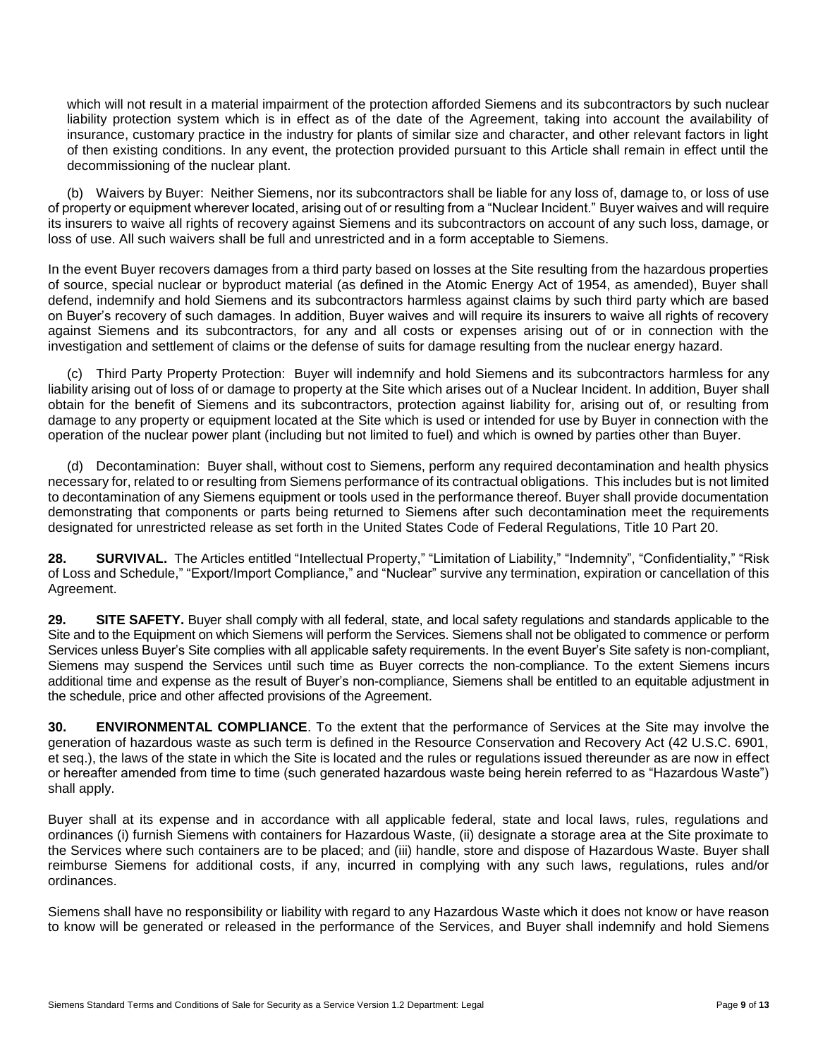which will not result in a material impairment of the protection afforded Siemens and its subcontractors by such nuclear liability protection system which is in effect as of the date of the Agreement, taking into account the availability of insurance, customary practice in the industry for plants of similar size and character, and other relevant factors in light of then existing conditions. In any event, the protection provided pursuant to this Article shall remain in effect until the decommissioning of the nuclear plant.

(b) Waivers by Buyer: Neither Siemens, nor its subcontractors shall be liable for any loss of, damage to, or loss of use of property or equipment wherever located, arising out of or resulting from a "Nuclear Incident." Buyer waives and will require its insurers to waive all rights of recovery against Siemens and its subcontractors on account of any such loss, damage, or loss of use. All such waivers shall be full and unrestricted and in a form acceptable to Siemens.

In the event Buyer recovers damages from a third party based on losses at the Site resulting from the hazardous properties of source, special nuclear or byproduct material (as defined in the Atomic Energy Act of 1954, as amended), Buyer shall defend, indemnify and hold Siemens and its subcontractors harmless against claims by such third party which are based on Buyer's recovery of such damages. In addition, Buyer waives and will require its insurers to waive all rights of recovery against Siemens and its subcontractors, for any and all costs or expenses arising out of or in connection with the investigation and settlement of claims or the defense of suits for damage resulting from the nuclear energy hazard.

(c) Third Party Property Protection: Buyer will indemnify and hold Siemens and its subcontractors harmless for any liability arising out of loss of or damage to property at the Site which arises out of a Nuclear Incident. In addition, Buyer shall obtain for the benefit of Siemens and its subcontractors, protection against liability for, arising out of, or resulting from damage to any property or equipment located at the Site which is used or intended for use by Buyer in connection with the operation of the nuclear power plant (including but not limited to fuel) and which is owned by parties other than Buyer.

(d) Decontamination: Buyer shall, without cost to Siemens, perform any required decontamination and health physics necessary for, related to or resulting from Siemens performance of its contractual obligations. This includes but is not limited to decontamination of any Siemens equipment or tools used in the performance thereof. Buyer shall provide documentation demonstrating that components or parts being returned to Siemens after such decontamination meet the requirements designated for unrestricted release as set forth in the United States Code of Federal Regulations, Title 10 Part 20.

**28. SURVIVAL.** The Articles entitled "Intellectual Property," "Limitation of Liability," "Indemnity", "Confidentiality," "Risk of Loss and Schedule," "Export/Import Compliance," and "Nuclear" survive any termination, expiration or cancellation of this Agreement.

**29. SITE SAFETY.** Buyer shall comply with all federal, state, and local safety regulations and standards applicable to the Site and to the Equipment on which Siemens will perform the Services. Siemens shall not be obligated to commence or perform Services unless Buyer's Site complies with all applicable safety requirements. In the event Buyer's Site safety is non-compliant, Siemens may suspend the Services until such time as Buyer corrects the non-compliance. To the extent Siemens incurs additional time and expense as the result of Buyer's non-compliance, Siemens shall be entitled to an equitable adjustment in the schedule, price and other affected provisions of the Agreement.

**30. ENVIRONMENTAL COMPLIANCE**. To the extent that the performance of Services at the Site may involve the generation of hazardous waste as such term is defined in the Resource Conservation and Recovery Act (42 U.S.C. 6901, et seq.), the laws of the state in which the Site is located and the rules or regulations issued thereunder as are now in effect or hereafter amended from time to time (such generated hazardous waste being herein referred to as "Hazardous Waste") shall apply.

Buyer shall at its expense and in accordance with all applicable federal, state and local laws, rules, regulations and ordinances (i) furnish Siemens with containers for Hazardous Waste, (ii) designate a storage area at the Site proximate to the Services where such containers are to be placed; and (iii) handle, store and dispose of Hazardous Waste. Buyer shall reimburse Siemens for additional costs, if any, incurred in complying with any such laws, regulations, rules and/or ordinances.

Siemens shall have no responsibility or liability with regard to any Hazardous Waste which it does not know or have reason to know will be generated or released in the performance of the Services, and Buyer shall indemnify and hold Siemens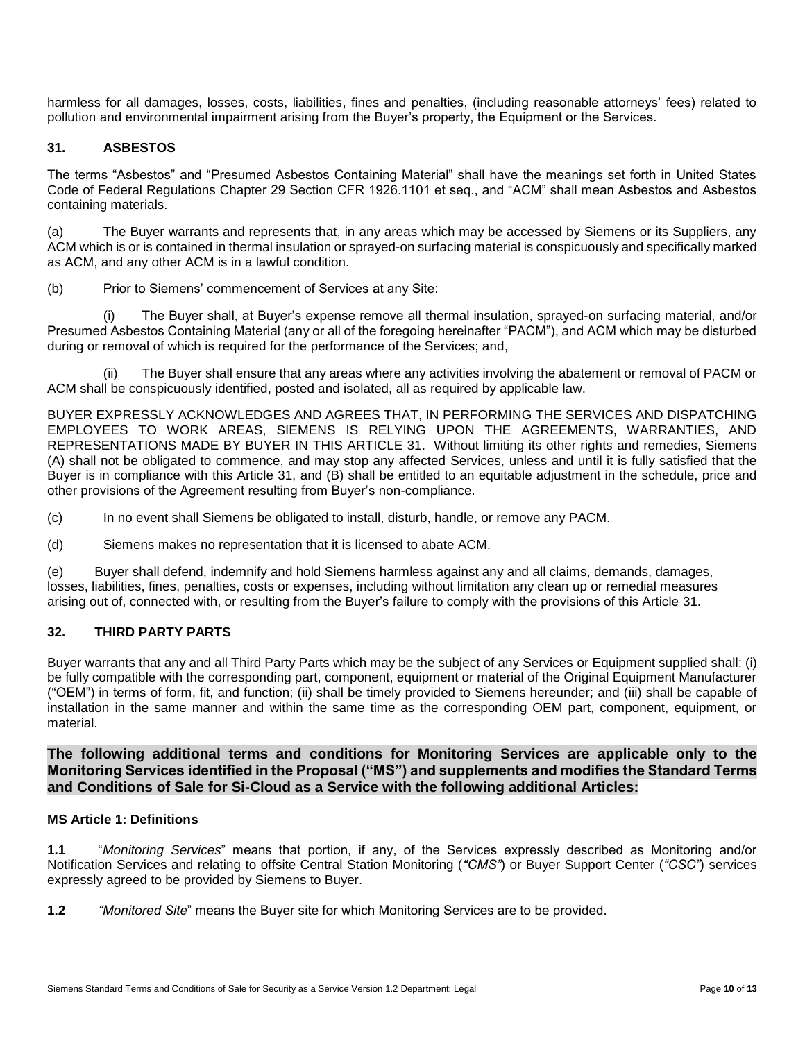harmless for all damages, losses, costs, liabilities, fines and penalties, (including reasonable attorneys' fees) related to pollution and environmental impairment arising from the Buyer's property, the Equipment or the Services.

### 31. ASBESTOS

The terms "Asbestos" and "Presumed Asbestos Containing Material" shall have the meanings set forth in United States Code of Federal Regulations Chapter 29 Section CFR 1926.1101 et seq., and "ACM" shall mean Asbestos and Asbestos containing materials.

(a) The Buyer warrants and represents that, in any areas which may be accessed by Siemens or its Suppliers, any ACM which is or is contained in thermal insulation or sprayed-on surfacing material is conspicuously and specifically marked as ACM, and any other ACM is in a lawful condition.

(b) Prior to Siemens' commencement of Services at any Site:

(i) The Buyer shall, at Buyer's expense remove all thermal insulation, sprayed-on surfacing material, and/or Presumed Asbestos Containing Material (any or all of the foregoing hereinafter "PACM"), and ACM which may be disturbed during or removal of which is required for the performance of the Services; and,

(ii) The Buyer shall ensure that any areas where any activities involving the abatement or removal of PACM or ACM shall be conspicuously identified, posted and isolated, all as required by applicable law.

BUYER EXPRESSLY ACKNOWLEDGES AND AGREES THAT, IN PERFORMING THE SERVICES AND DISPATCHING EMPLOYEES TO WORK AREAS, SIEMENS IS RELYING UPON THE AGREEMENTS, WARRANTIES, AND REPRESENTATIONS MADE BY BUYER IN THIS ARTICLE 31. Without limiting its other rights and remedies, Siemens (A) shall not be obligated to commence, and may stop any affected Services, unless and until it is fully satisfied that the Buyer is in compliance with this Article 31, and (B) shall be entitled to an equitable adjustment in the schedule, price and other provisions of the Agreement resulting from Buyer's non-compliance.

(c) In no event shall Siemens be obligated to install, disturb, handle, or remove any PACM.

(d) Siemens makes no representation that it is licensed to abate ACM.

(e) Buyer shall defend, indemnify and hold Siemens harmless against any and all claims, demands, damages, losses, liabilities, fines, penalties, costs or expenses, including without limitation any clean up or remedial measures arising out of, connected with, or resulting from the Buyer's failure to comply with the provisions of this Article 31.

### 32. THIRD PARTY PARTS

Buyer warrants that any and all Third Party Parts which may be the subject of any Services or Equipment supplied shall: (i) be fully compatible with the corresponding part, component, equipment or material of the Original Equipment Manufacturer ("OEM") in terms of form, fit, and function; (ii) shall be timely provided to Siemens hereunder; and (iii) shall be capable of installation in the same manner and within the same time as the corresponding OEM part, component, equipment, or material.

**The following additional terms and conditions for Monitoring Services are applicable only to the Monitoring Services identified in the Proposal ("MS") and supplements and modifies the Standard Terms and Conditions of Sale for Si-Cloud as a Service with the following additional Articles:**

#### MS Article 1: Definitions

**1.1** "*Monitoring Services*" means that portion, if any, of the Services expressly described as Monitoring and/or Notification Services and relating to offsite Central Station Monitoring (*"CMS"*) or Buyer Support Center (*"CSC"*) services expressly agreed to be provided by Siemens to Buyer.

**1.2** *"Monitored Site*" means the Buyer site for which Monitoring Services are to be provided.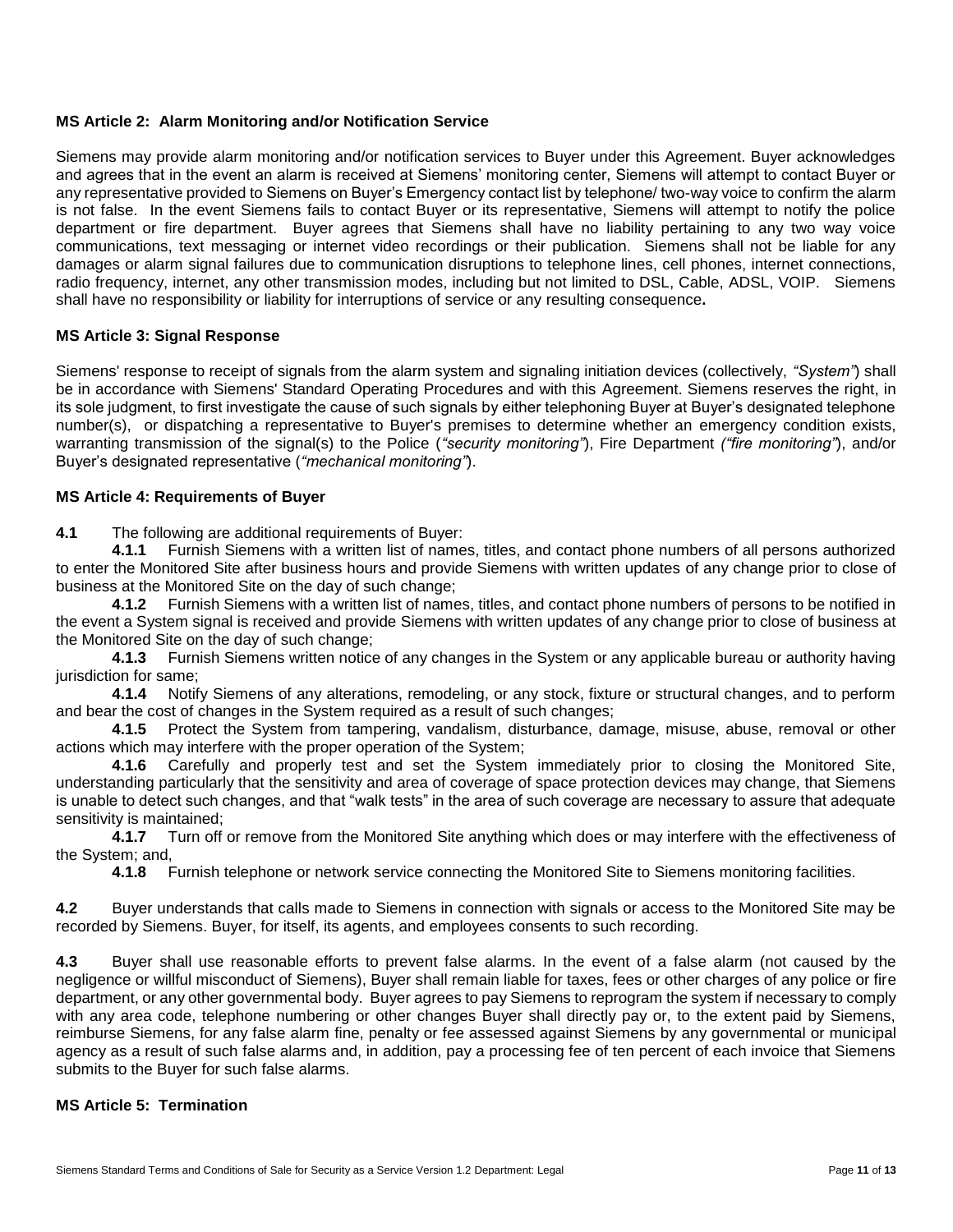**MS Article 2: Alarm Monitoring and/or Notification Service**

Siemens may provide alarm monitoring and/or notification services to Buyer under this Agreement. Buyer acknowledges and agrees that in the event an alarm is received at Siemens' monitoring center, Siemens will attempt to contact Buyer or any representative provided to Siemens on Buyer's Emergency contact list by telephone/ two-way voice to confirm the alarm is not false. In the event Siemens fails to contact Buyer or its representative, Siemens will attempt to notify the police department or fire department. Buyer agrees that Siemens shall have no liability pertaining to any two way voice communications, text messaging or internet video recordings or their publication. Siemens shall not be liable for any damages or alarm signal failures due to communication disruptions to telephone lines, cell phones, internet connections, radio frequency, internet, any other transmission modes, including but not limited to DSL, Cable, ADSL, VOIP. Siemens shall have no responsibility or liability for interruptions of service or any resulting consequence**.**

**MS Article 3: Signal Response**

Siemens' response to receipt of signals from the alarm system and signaling initiation devices (collectively, *"System"*) shall be in accordance with Siemens' Standard Operating Procedures and with this Agreement. Siemens reserves the right, in its sole judgment, to first investigate the cause of such signals by either telephoning Buyer at Buyer's designated telephone number(s), or dispatching a representative to Buyer's premises to determine whether an emergency condition exists, warranting transmission of the signal(s) to the Police (*"security monitoring"*), Fire Department *("fire monitoring"*), and/or Buyer's designated representative (*"mechanical monitoring"*).

**MS Article 4: Requirements of Buyer**

**4.1** The following are additional requirements of Buyer:

**4.1.1** Furnish Siemens with a written list of names, titles, and contact phone numbers of all persons authorized to enter the Monitored Site after business hours and provide Siemens with written updates of any change prior to close of business at the Monitored Site on the day of such change;

**4.1.2** Furnish Siemens with a written list of names, titles, and contact phone numbers of persons to be notified in the event a System signal is received and provide Siemens with written updates of any change prior to close of business at the Monitored Site on the day of such change;

**4.1.3** Furnish Siemens written notice of any changes in the System or any applicable bureau or authority having jurisdiction for same;

**4.1.4** Notify Siemens of any alterations, remodeling, or any stock, fixture or structural changes, and to perform and bear the cost of changes in the System required as a result of such changes;

**4.1.5** Protect the System from tampering, vandalism, disturbance, damage, misuse, abuse, removal or other actions which may interfere with the proper operation of the System;

**4.1.6** Carefully and properly test and set the System immediately prior to closing the Monitored Site, understanding particularly that the sensitivity and area of coverage of space protection devices may change, that Siemens is unable to detect such changes, and that "walk tests" in the area of such coverage are necessary to assure that adequate sensitivity is maintained;

**4.1.7** Turn off or remove from the Monitored Site anything which does or may interfere with the effectiveness of the System; and,

**4.1.8** Furnish telephone or network service connecting the Monitored Site to Siemens monitoring facilities.

**4.2** Buyer understands that calls made to Siemens in connection with signals or access to the Monitored Site may be recorded by Siemens. Buyer, for itself, its agents, and employees consents to such recording.

**4.3** Buyer shall use reasonable efforts to prevent false alarms. In the event of a false alarm (not caused by the negligence or willful misconduct of Siemens), Buyer shall remain liable for taxes, fees or other charges of any police or fire department, or any other governmental body. Buyer agrees to pay Siemens to reprogram the system if necessary to comply with any area code, telephone numbering or other changes Buyer shall directly pay or, to the extent paid by Siemens, reimburse Siemens, for any false alarm fine, penalty or fee assessed against Siemens by any governmental or municipal agency as a result of such false alarms and, in addition, pay a processing fee of ten percent of each invoice that Siemens submits to the Buyer for such false alarms.

**MS Article 5: Termination**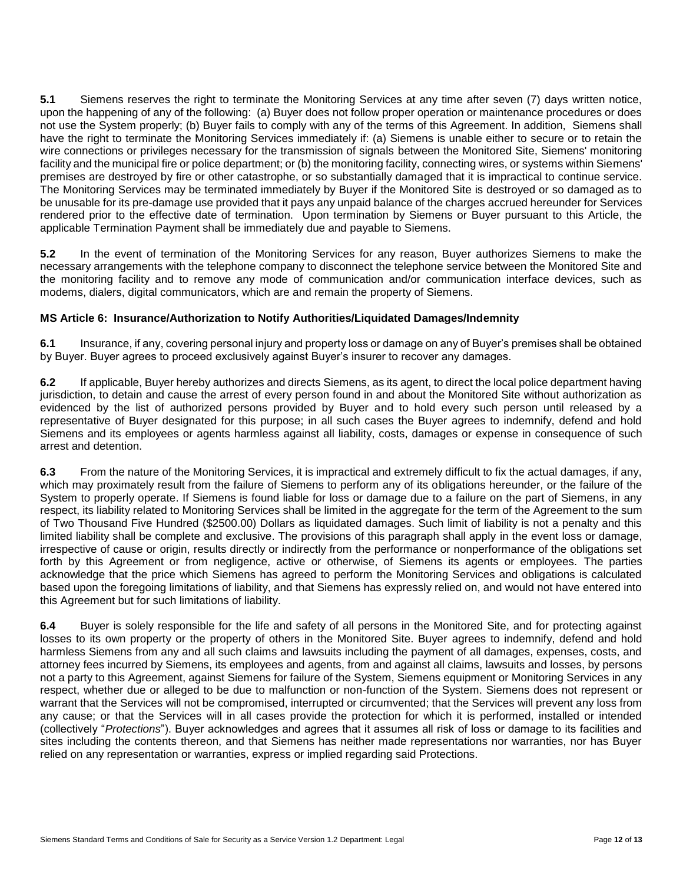**5.1** Siemens reserves the right to terminate the Monitoring Services at any time after seven (7) days written notice, upon the happening of any of the following: (a) Buyer does not follow proper operation or maintenance procedures or does not use the System properly; (b) Buyer fails to comply with any of the terms of this Agreement. In addition, Siemens shall have the right to terminate the Monitoring Services immediately if: (a) Siemens is unable either to secure or to retain the wire connections or privileges necessary for the transmission of signals between the Monitored Site, Siemens' monitoring facility and the municipal fire or police department; or (b) the monitoring facility, connecting wires, or systems within Siemens' premises are destroyed by fire or other catastrophe, or so substantially damaged that it is impractical to continue service. The Monitoring Services may be terminated immediately by Buyer if the Monitored Site is destroyed or so damaged as to be unusable for its pre-damage use provided that it pays any unpaid balance of the charges accrued hereunder for Services rendered prior to the effective date of termination. Upon termination by Siemens or Buyer pursuant to this Article, the applicable Termination Payment shall be immediately due and payable to Siemens.

**5.2** In the event of termination of the Monitoring Services for any reason, Buyer authorizes Siemens to make the necessary arrangements with the telephone company to disconnect the telephone service between the Monitored Site and the monitoring facility and to remove any mode of communication and/or communication interface devices, such as modems, dialers, digital communicators, which are and remain the property of Siemens.

**MS Article 6: Insurance/Authorization to Notify Authorities/Liquidated Damages/Indemnity**

**6.1** Insurance, if any, covering personal injury and property loss or damage on any of Buyer's premises shall be obtained by Buyer. Buyer agrees to proceed exclusively against Buyer's insurer to recover any damages.

**6.2** If applicable, Buyer hereby authorizes and directs Siemens, as its agent, to direct the local police department having jurisdiction, to detain and cause the arrest of every person found in and about the Monitored Site without authorization as evidenced by the list of authorized persons provided by Buyer and to hold every such person until released by a representative of Buyer designated for this purpose; in all such cases the Buyer agrees to indemnify, defend and hold Siemens and its employees or agents harmless against all liability, costs, damages or expense in consequence of such arrest and detention.

**6.3** From the nature of the Monitoring Services, it is impractical and extremely difficult to fix the actual damages, if any, which may proximately result from the failure of Siemens to perform any of its obligations hereunder, or the failure of the System to properly operate. If Siemens is found liable for loss or damage due to a failure on the part of Siemens, in any respect, its liability related to Monitoring Services shall be limited in the aggregate for the term of the Agreement to the sum of Two Thousand Five Hundred ($2500.00) Dollars as liquidated damages. Such limit of liability is not a penalty and this limited liability shall be complete and exclusive. The provisions of this paragraph shall apply in the event loss or damage, irrespective of cause or origin, results directly or indirectly from the performance or nonperformance of the obligations set forth by this Agreement or from negligence, active or otherwise, of Siemens its agents or employees. The parties acknowledge that the price which Siemens has agreed to perform the Monitoring Services and obligations is calculated based upon the foregoing limitations of liability, and that Siemens has expressly relied on, and would not have entered into this Agreement but for such limitations of liability.

**6.4** Buyer is solely responsible for the life and safety of all persons in the Monitored Site, and for protecting against losses to its own property or the property of others in the Monitored Site. Buyer agrees to indemnify, defend and hold harmless Siemens from any and all such claims and lawsuits including the payment of all damages, expenses, costs, and attorney fees incurred by Siemens, its employees and agents, from and against all claims, lawsuits and losses, by persons not a party to this Agreement, against Siemens for failure of the System, Siemens equipment or Monitoring Services in any respect, whether due or alleged to be due to malfunction or non-function of the System. Siemens does not represent or warrant that the Services will not be compromised, interrupted or circumvented; that the Services will prevent any loss from any cause; or that the Services will in all cases provide the protection for which it is performed, installed or intended (collectively "*Protections*"). Buyer acknowledges and agrees that it assumes all risk of loss or damage to its facilities and sites including the contents thereon, and that Siemens has neither made representations nor warranties, nor has Buyer relied on any representation or warranties, express or implied regarding said Protections.